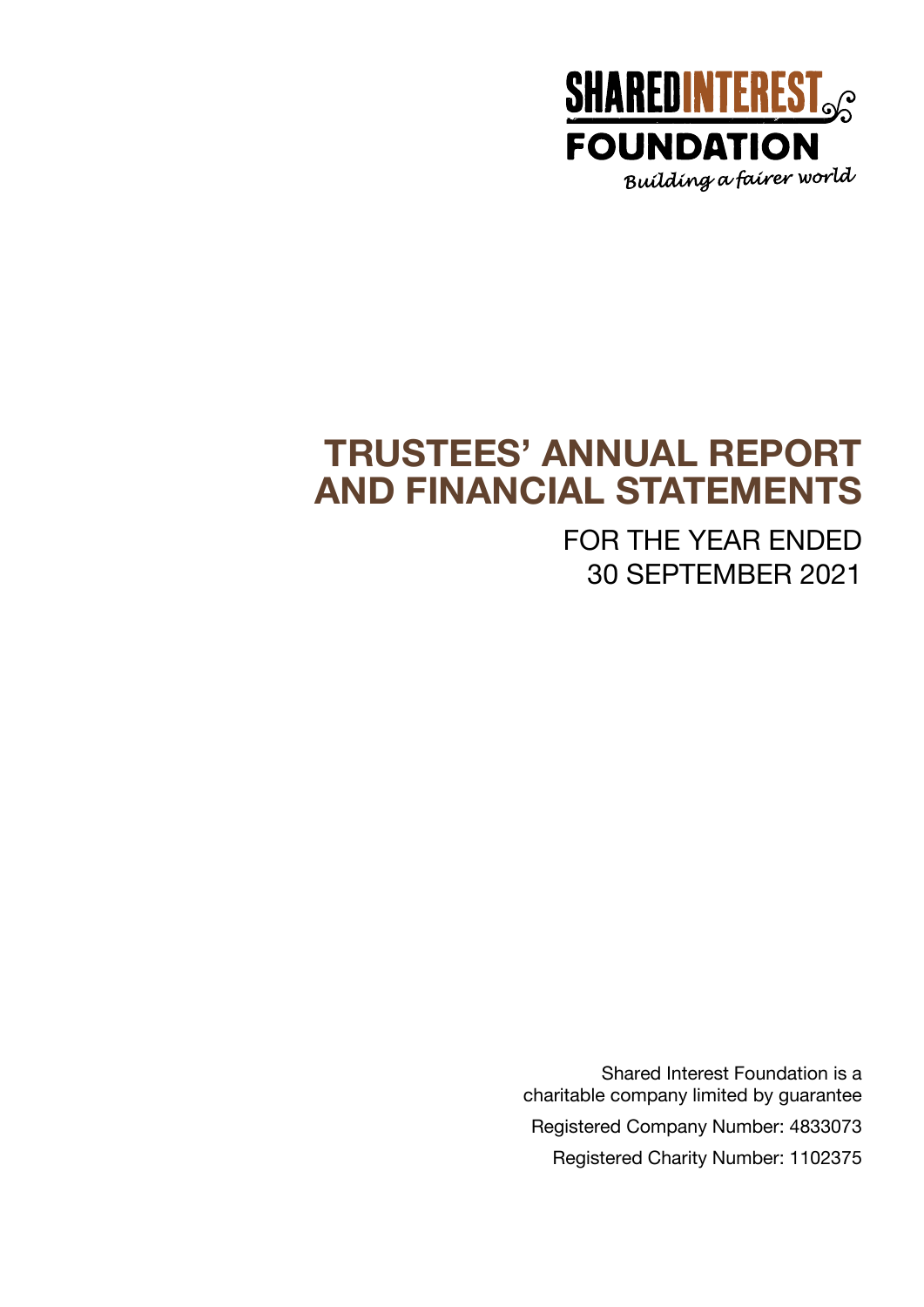SHAREDINTEREST FOUNDATION

*Building a fairer world*

# TRUSTEES' ANNUAL REPORT AND FINANCIAL STATEMENTS

## FOR THE YEAR ENDED 30 SEPTEMBER 2021

Shared Interest Foundation is a charitable company limited by guarantee

Registered Company Number: 4833073

Registered Charity Number: 1102375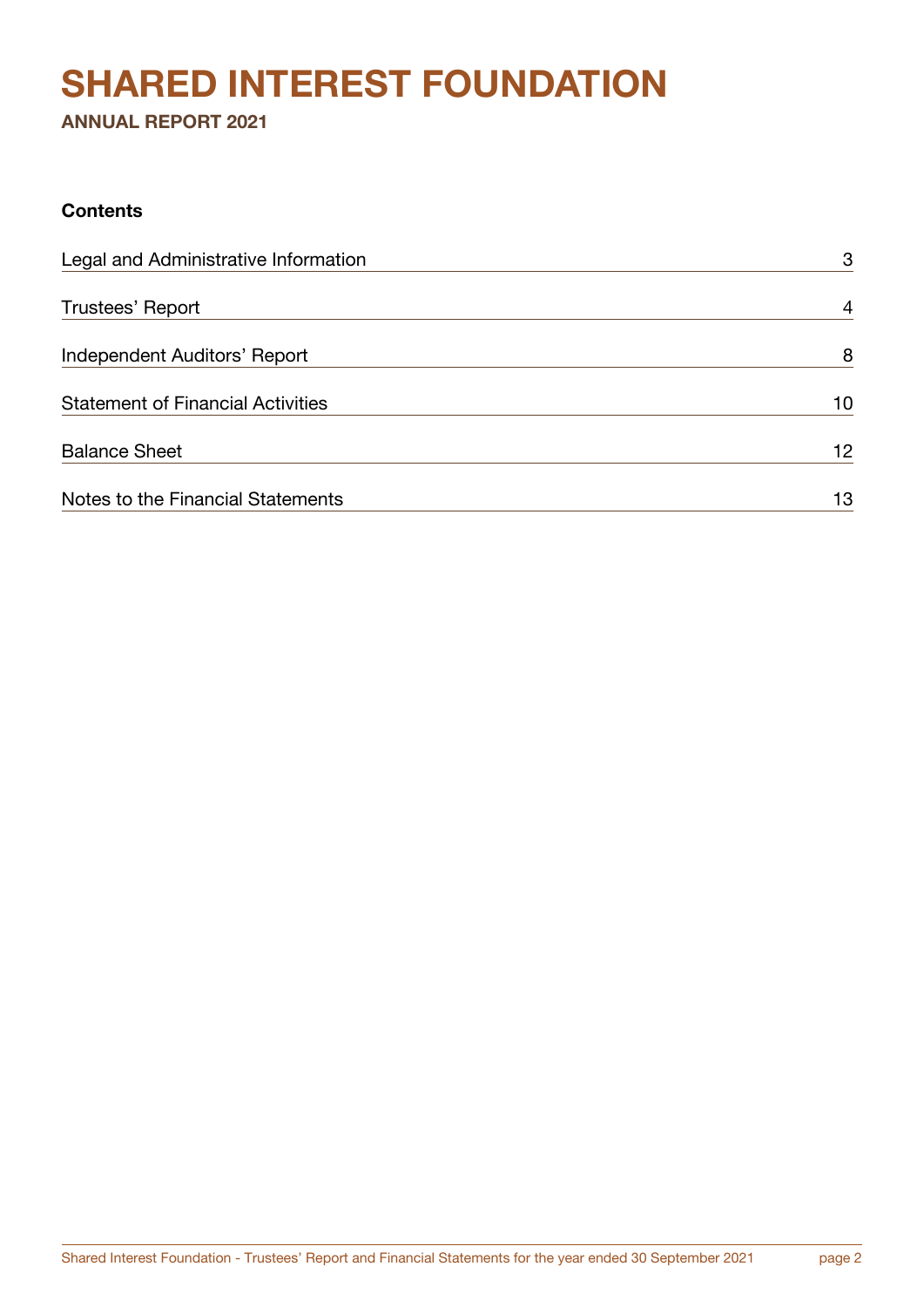# SHARED INTEREST FOUNDATION

**ANNUAL REPORT 2021**

**Contents**

| | |
|---|---|
| Legal and Administrative Information | 3 |
| Trustees' Report | 4 |
| Independent Auditors' Report | 8 |
| Statement of Financial Activities | 10 |
| Balance Sheet | 12 |
| Notes to the Financial Statements | 13 |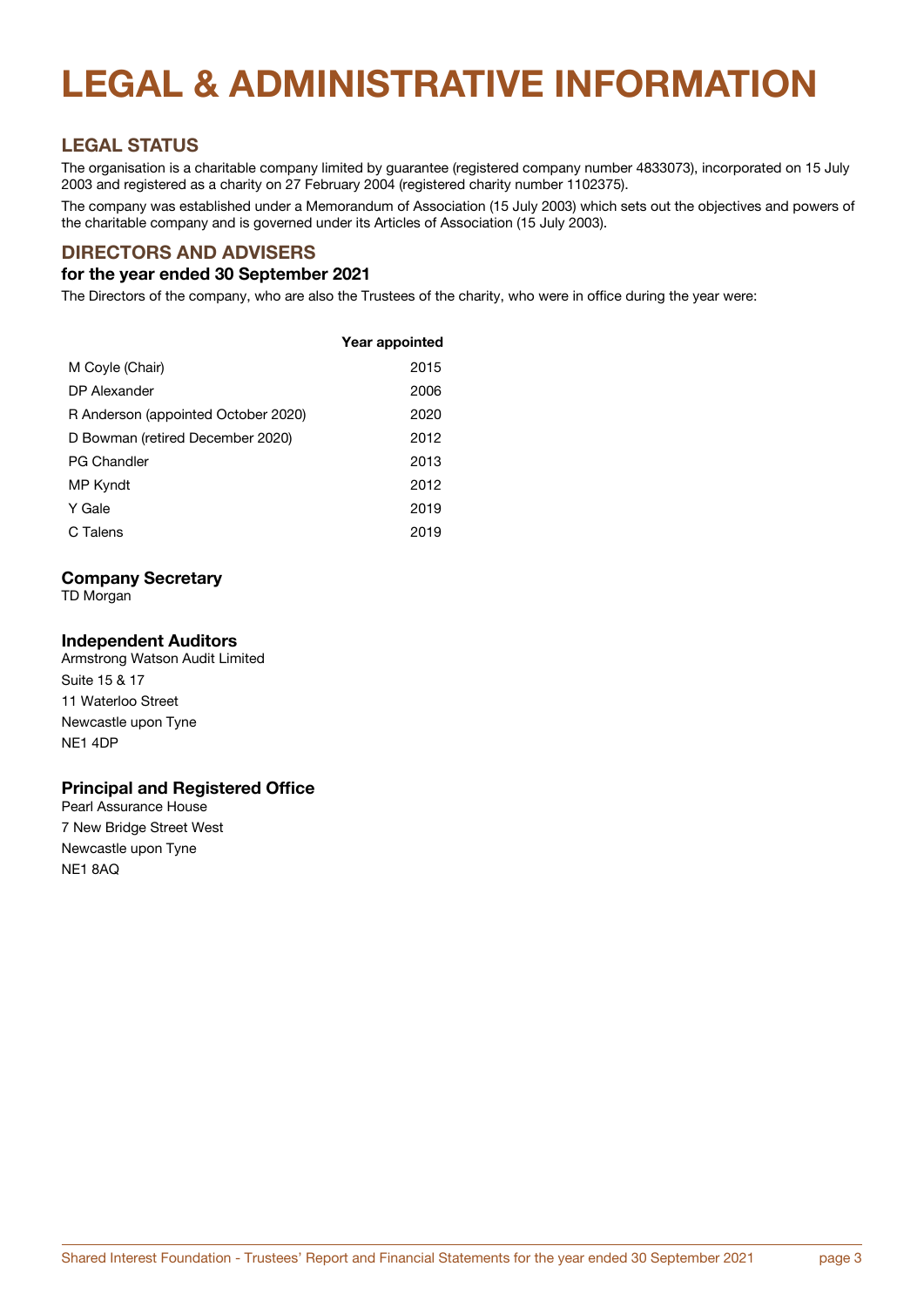# LEGAL & ADMINISTRATIVE INFORMATION

## LEGAL STATUS

The organisation is a charitable company limited by guarantee (registered company number 4833073), incorporated on 15 July 2003 and registered as a charity on 27 February 2004 (registered charity number 1102375).

The company was established under a Memorandum of Association (15 July 2003) which sets out the objectives and powers of the charitable company and is governed under its Articles of Association (15 July 2003).

## DIRECTORS AND ADVISERS

### for the year ended 30 September 2021

The Directors of the company, who are also the Trustees of the charity, who were in office during the year were:

| | Year appointed |
|---|---|
| M Coyle (Chair) | 2015 |
| DP Alexander | 2006 |
| R Anderson (appointed October 2020) | 2020 |
| D Bowman (retired December 2020) | 2012 |
| PG Chandler | 2013 |
| MP Kyndt | 2012 |
| Y Gale | 2019 |
| C Talens | 2019 |

### Company Secretary

TD Morgan

### Independent Auditors

Armstrong Watson Audit Limited
Suite 15 & 17
11 Waterloo Street
Newcastle upon Tyne
NE1 4DP

### Principal and Registered Office

Pearl Assurance House
7 New Bridge Street West
Newcastle upon Tyne
NE1 8AQ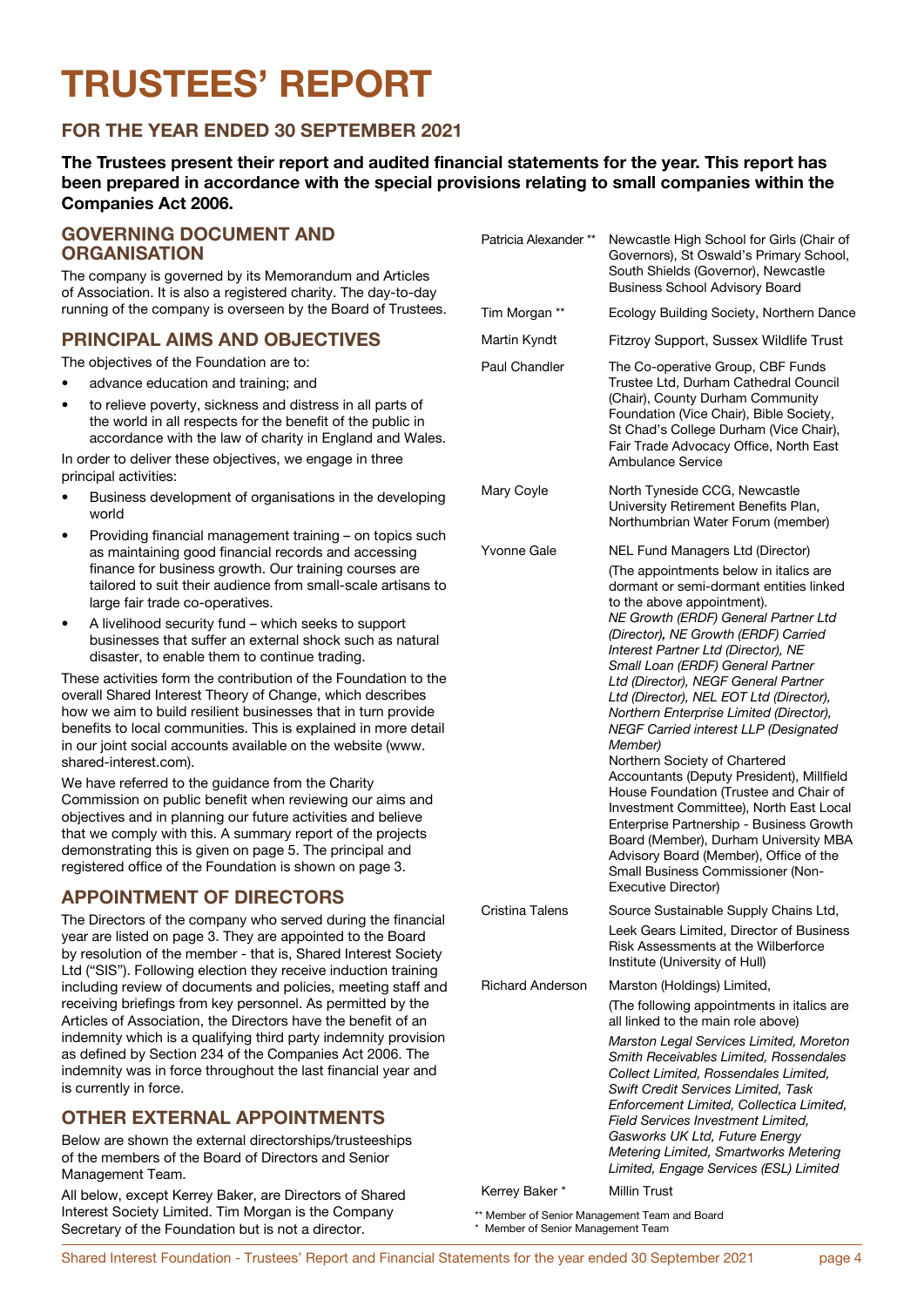# TRUSTEES' REPORT

## FOR THE YEAR ENDED 30 SEPTEMBER 2021

**The Trustees present their report and audited financial statements for the year. This report has been prepared in accordance with the special provisions relating to small companies within the Companies Act 2006.**

## GOVERNING DOCUMENT AND ORGANISATION

The company is governed by its Memorandum and Articles of Association. It is also a registered charity. The day-to-day running of the company is overseen by the Board of Trustees.

## PRINCIPAL AIMS AND OBJECTIVES

The objectives of the Foundation are to:

- advance education and training; and
- to relieve poverty, sickness and distress in all parts of the world in all respects for the benefit of the public in accordance with the law of charity in England and Wales.

In order to deliver these objectives, we engage in three principal activities:

- Business development of organisations in the developing world
- Providing financial management training – on topics such as maintaining good financial records and accessing finance for business growth. Our training courses are tailored to suit their audience from small-scale artisans to large fair trade co-operatives.
- A livelihood security fund – which seeks to support businesses that suffer an external shock such as natural disaster, to enable them to continue trading.

These activities form the contribution of the Foundation to the overall Shared Interest Theory of Change, which describes how we aim to build resilient businesses that in turn provide benefits to local communities. This is explained in more detail in our joint social accounts available on the website (www.shared-interest.com).

We have referred to the guidance from the Charity Commission on public benefit when reviewing our aims and objectives and in planning our future activities and believe that we comply with this. A summary report of the projects demonstrating this is given on page 5. The principal and registered office of the Foundation is shown on page 3.

## APPOINTMENT OF DIRECTORS

The Directors of the company who served during the financial year are listed on page 3. They are appointed to the Board by resolution of the member - that is, Shared Interest Society Ltd ("SIS"). Following election they receive induction training including review of documents and policies, meeting staff and receiving briefings from key personnel. As permitted by the Articles of Association, the Directors have the benefit of an indemnity which is a qualifying third party indemnity provision as defined by Section 234 of the Companies Act 2006. The indemnity was in force throughout the last financial year and is currently in force.

## OTHER EXTERNAL APPOINTMENTS

Below are shown the external directorships/trusteeships of the members of the Board of Directors and Senior Management Team.

All below, except Kerrey Baker, are Directors of Shared Interest Society Limited. Tim Morgan is the Company Secretary of the Foundation but is not a director.

| | |
|---|---|
| Patricia Alexander ** | Newcastle High School for Girls (Chair of Governors), St Oswald's Primary School, South Shields (Governor), Newcastle Business School Advisory Board |
| Tim Morgan ** | Ecology Building Society, Northern Dance |
| Martin Kyndt | Fitzroy Support, Sussex Wildlife Trust |
| Paul Chandler | The Co-operative Group, CBF Funds Trustee Ltd, Durham Cathedral Council (Chair), County Durham Community Foundation (Vice Chair), Bible Society, St Chad's College Durham (Vice Chair), Fair Trade Advocacy Office, North East Ambulance Service |
| Mary Coyle | North Tyneside CCG, Newcastle University Retirement Benefits Plan, Northumbrian Water Forum (member) |
| Yvonne Gale | NEL Fund Managers Ltd (Director)<br>(The appointments below in italics are dormant or semi-dormant entities linked to the above appointment).<br>*NE Growth (ERDF) General Partner Ltd (Director), NE Growth (ERDF) Carried Interest Partner Ltd (Director), NE Small Loan (ERDF) General Partner Ltd (Director), NEGF General Partner Ltd (Director), NEL EOT Ltd (Director), Northern Enterprise Limited (Director), NEGF Carried interest LLP (Designated Member)*<br>Northern Society of Chartered Accountants (Deputy President), Millfield House Foundation (Trustee and Chair of Investment Committee), North East Local Enterprise Partnership - Business Growth Board (Member), Durham University MBA Advisory Board (Member), Office of the Small Business Commissioner (Non-Executive Director) |
| Cristina Talens | Source Sustainable Supply Chains Ltd,<br>Leek Gears Limited, Director of Business Risk Assessments at the Wilberforce Institute (University of Hull) |
| Richard Anderson | Marston (Holdings) Limited,<br>(The following appointments in italics are all linked to the main role above)<br>*Marston Legal Services Limited, Moreton Smith Receivables Limited, Rossendales Collect Limited, Rossendales Limited, Swift Credit Services Limited, Task Enforcement Limited, Collectica Limited, Field Services Investment Limited, Gasworks UK Ltd, Future Energy Metering Limited, Smartworks Metering Limited, Engage Services (ESL) Limited* |
| Kerrey Baker * | Millin Trust |

** Member of Senior Management Team and Board
* Member of Senior Management Team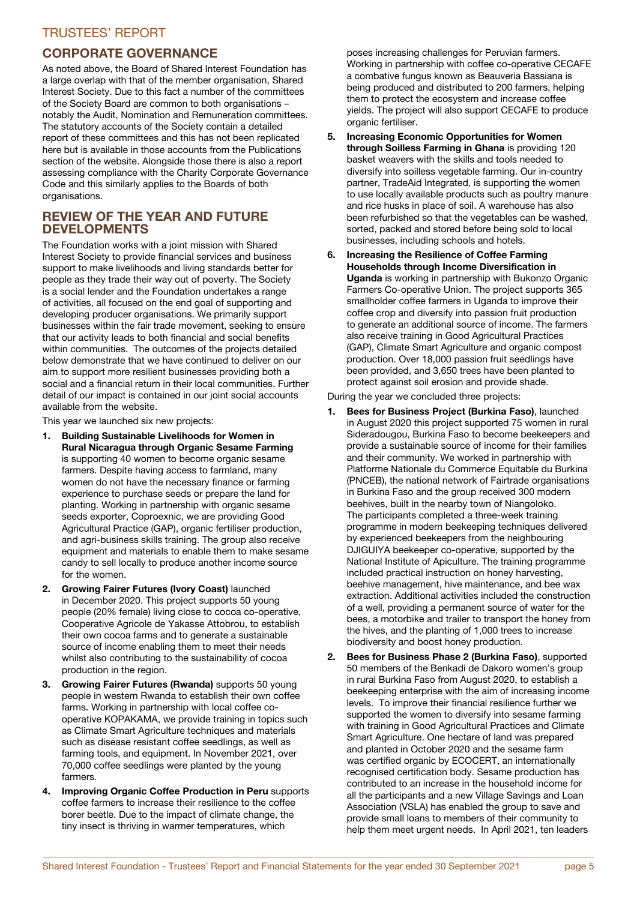# TRUSTEES' REPORT

## CORPORATE GOVERNANCE

As noted above, the Board of Shared Interest Foundation has a large overlap with that of the member organisation, Shared Interest Society. Due to this fact a number of the committees of the Society Board are common to both organisations – notably the Audit, Nomination and Remuneration committees. The statutory accounts of the Society contain a detailed report of these committees and this has not been replicated here but is available in those accounts from the Publications section of the website. Alongside those there is also a report assessing compliance with the Charity Corporate Governance Code and this similarly applies to the Boards of both organisations.

## REVIEW OF THE YEAR AND FUTURE DEVELOPMENTS

The Foundation works with a joint mission with Shared Interest Society to provide financial services and business support to make livelihoods and living standards better for people as they trade their way out of poverty. The Society is a social lender and the Foundation undertakes a range of activities, all focused on the end goal of supporting and developing producer organisations. We primarily support businesses within the fair trade movement, seeking to ensure that our activity leads to both financial and social benefits within communities. The outcomes of the projects detailed below demonstrate that we have continued to deliver on our aim to support more resilient businesses providing both a social and a financial return in their local communities. Further detail of our impact is contained in our joint social accounts available from the website.

This year we launched six new projects:

1. **Building Sustainable Livelihoods for Women in Rural Nicaragua through Organic Sesame Farming** is supporting 40 women to become organic sesame farmers. Despite having access to farmland, many women do not have the necessary finance or farming experience to purchase seeds or prepare the land for planting. Working in partnership with organic sesame seeds exporter, Coproexnic, we are providing Good Agricultural Practice (GAP), organic fertiliser production, and agri-business skills training. The group also receive equipment and materials to enable them to make sesame candy to sell locally to produce another income source for the women.
2. **Growing Fairer Futures (Ivory Coast)** launched in December 2020. This project supports 50 young people (20% female) living close to cocoa co-operative, Cooperative Agricole de Yakasse Attobrou, to establish their own cocoa farms and to generate a sustainable source of income enabling them to meet their needs whilst also contributing to the sustainability of cocoa production in the region.
3. **Growing Fairer Futures (Rwanda)** supports 50 young people in western Rwanda to establish their own coffee farms. Working in partnership with local coffee co-operative KOPAKAMA, we provide training in topics such as Climate Smart Agriculture techniques and materials such as disease resistant coffee seedlings, as well as farming tools, and equipment. In November 2021, over 70,000 coffee seedlings were planted by the young farmers.
4. **Improving Organic Coffee Production in Peru** supports coffee farmers to increase their resilience to the coffee borer beetle. Due to the impact of climate change, the tiny insect is thriving in warmer temperatures, which poses increasing challenges for Peruvian farmers. Working in partnership with coffee co-operative CECAFE a combative fungus known as Beauveria Bassiana is being produced and distributed to 200 farmers, helping them to protect the ecosystem and increase coffee yields. The project will also support CECAFE to produce organic fertiliser.
5. **Increasing Economic Opportunities for Women through Soilless Farming in Ghana** is providing 120 basket weavers with the skills and tools needed to diversify into soilless vegetable farming. Our in-country partner, TradeAid Integrated, is supporting the women to use locally available products such as poultry manure and rice husks in place of soil. A warehouse has also been refurbished so that the vegetables can be washed, sorted, packed and stored before being sold to local businesses, including schools and hotels.
6. **Increasing the Resilience of Coffee Farming Households through Income Diversification in Uganda** is working in partnership with Bukonzo Organic Farmers Co-operative Union. The project supports 365 smallholder coffee farmers in Uganda to improve their coffee crop and diversify into passion fruit production to generate an additional source of income. The farmers also receive training in Good Agricultural Practices (GAP), Climate Smart Agriculture and organic compost production. Over 18,000 passion fruit seedlings have been provided, and 3,650 trees have been planted to protect against soil erosion and provide shade.

During the year we concluded three projects:

1. **Bees for Business Project (Burkina Faso)**, launched in August 2020 this project supported 75 women in rural Sideradougou, Burkina Faso to become beekeepers and provide a sustainable source of income for their families and their community. We worked in partnership with Platforme Nationale du Commerce Equitable du Burkina (PNCEB), the national network of Fairtrade organisations in Burkina Faso and the group received 300 modern beehives, built in the nearby town of Niangoloko. The participants completed a three-week training programme in modern beekeeping techniques delivered by experienced beekeepers from the neighbouring DJIGUIYA beekeeper co-operative, supported by the National Institute of Apiculture. The training programme included practical instruction on honey harvesting, beehive management, hive maintenance, and bee wax extraction. Additional activities included the construction of a well, providing a permanent source of water for the bees, a motorbike and trailer to transport the honey from the hives, and the planting of 1,000 trees to increase biodiversity and boost honey production.
2. **Bees for Business Phase 2 (Burkina Faso)**, supported 50 members of the Benkadi de Dakoro women's group in rural Burkina Faso from August 2020, to establish a beekeeping enterprise with the aim of increasing income levels. To improve their financial resilience further we supported the women to diversify into sesame farming with training in Good Agricultural Practices and Climate Smart Agriculture. One hectare of land was prepared and planted in October 2020 and the sesame farm was certified organic by ECOCERT, an internationally recognised certification body. Sesame production has contributed to an increase in the household income for all the participants and a new Village Savings and Loan Association (VSLA) has enabled the group to save and provide small loans to members of their community to help them meet urgent needs. In April 2021, ten leaders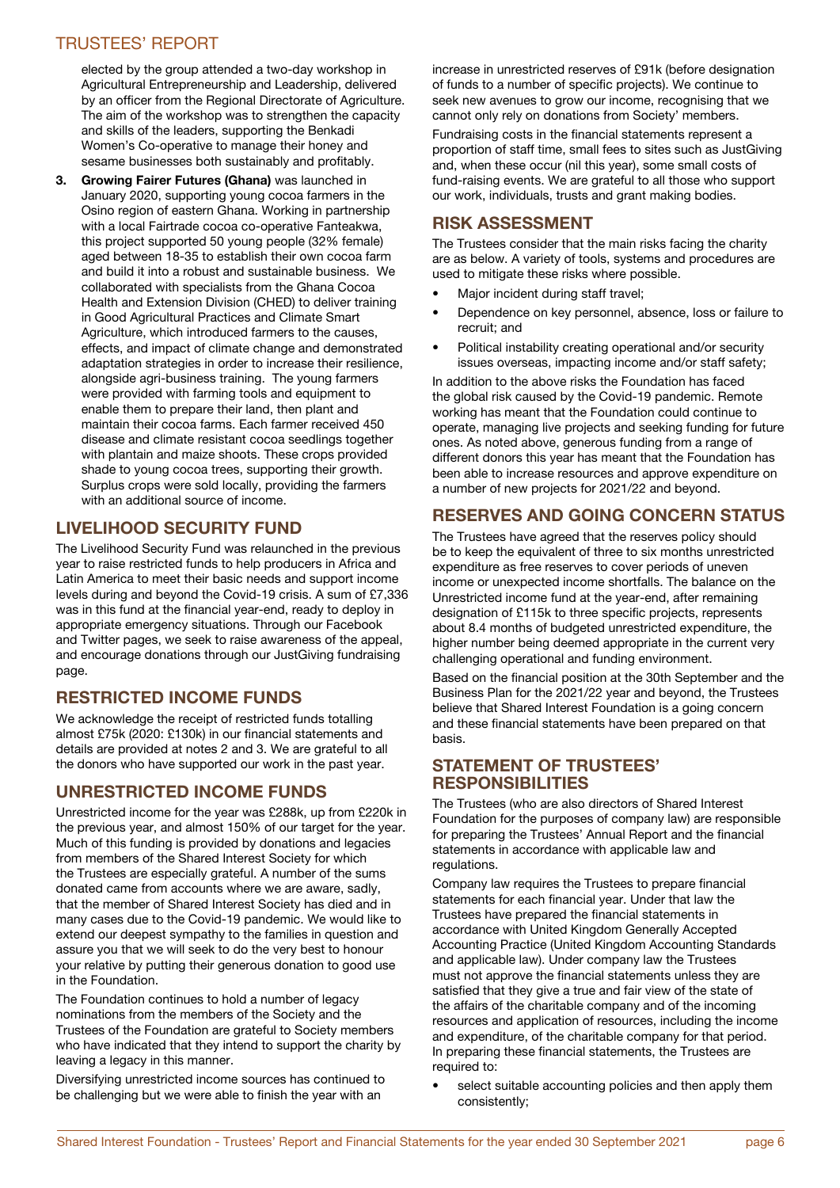elected by the group attended a two-day workshop in Agricultural Entrepreneurship and Leadership, delivered by an officer from the Regional Directorate of Agriculture. The aim of the workshop was to strengthen the capacity and skills of the leaders, supporting the Benkadi Women's Co-operative to manage their honey and sesame businesses both sustainably and profitably.

3. **Growing Fairer Futures (Ghana)** was launched in January 2020, supporting young cocoa farmers in the Osino region of eastern Ghana. Working in partnership with a local Fairtrade cocoa co-operative Fanteakwa, this project supported 50 young people (32% female) aged between 18-35 to establish their own cocoa farm and build it into a robust and sustainable business. We collaborated with specialists from the Ghana Cocoa Health and Extension Division (CHED) to deliver training in Good Agricultural Practices and Climate Smart Agriculture, which introduced farmers to the causes, effects, and impact of climate change and demonstrated adaptation strategies in order to increase their resilience, alongside agri-business training. The young farmers were provided with farming tools and equipment to enable them to prepare their land, then plant and maintain their cocoa farms. Each farmer received 450 disease and climate resistant cocoa seedlings together with plantain and maize shoots. These crops provided shade to young cocoa trees, supporting their growth. Surplus crops were sold locally, providing the farmers with an additional source of income.

## LIVELIHOOD SECURITY FUND

The Livelihood Security Fund was relaunched in the previous year to raise restricted funds to help producers in Africa and Latin America to meet their basic needs and support income levels during and beyond the Covid-19 crisis. A sum of £7,336 was in this fund at the financial year-end, ready to deploy in appropriate emergency situations. Through our Facebook and Twitter pages, we seek to raise awareness of the appeal, and encourage donations through our JustGiving fundraising page.

## RESTRICTED INCOME FUNDS

We acknowledge the receipt of restricted funds totalling almost £75k (2020: £130k) in our financial statements and details are provided at notes 2 and 3. We are grateful to all the donors who have supported our work in the past year.

## UNRESTRICTED INCOME FUNDS

Unrestricted income for the year was £288k, up from £220k in the previous year, and almost 150% of our target for the year. Much of this funding is provided by donations and legacies from members of the Shared Interest Society for which the Trustees are especially grateful. A number of the sums donated came from accounts where we are aware, sadly, that the member of Shared Interest Society has died and in many cases due to the Covid-19 pandemic. We would like to extend our deepest sympathy to the families in question and assure you that we will seek to do the very best to honour your relative by putting their generous donation to good use in the Foundation.

The Foundation continues to hold a number of legacy nominations from the members of the Society and the Trustees of the Foundation are grateful to Society members who have indicated that they intend to support the charity by leaving a legacy in this manner.

Diversifying unrestricted income sources has continued to be challenging but we were able to finish the year with an increase in unrestricted reserves of £91k (before designation of funds to a number of specific projects). We continue to seek new avenues to grow our income, recognising that we cannot only rely on donations from Society' members.

Fundraising costs in the financial statements represent a proportion of staff time, small fees to sites such as JustGiving and, when these occur (nil this year), some small costs of fund-raising events. We are grateful to all those who support our work, individuals, trusts and grant making bodies.

## RISK ASSESSMENT

The Trustees consider that the main risks facing the charity are as below. A variety of tools, systems and procedures are used to mitigate these risks where possible.

- Major incident during staff travel;
- Dependence on key personnel, absence, loss or failure to recruit; and
- Political instability creating operational and/or security issues overseas, impacting income and/or staff safety;

In addition to the above risks the Foundation has faced the global risk caused by the Covid-19 pandemic. Remote working has meant that the Foundation could continue to operate, managing live projects and seeking funding for future ones. As noted above, generous funding from a range of different donors this year has meant that the Foundation has been able to increase resources and approve expenditure on a number of new projects for 2021/22 and beyond.

## RESERVES AND GOING CONCERN STATUS

The Trustees have agreed that the reserves policy should be to keep the equivalent of three to six months unrestricted expenditure as free reserves to cover periods of uneven income or unexpected income shortfalls. The balance on the Unrestricted income fund at the year-end, after remaining designation of £115k to three specific projects, represents about 8.4 months of budgeted unrestricted expenditure, the higher number being deemed appropriate in the current very challenging operational and funding environment.

Based on the financial position at the 30th September and the Business Plan for the 2021/22 year and beyond, the Trustees believe that Shared Interest Foundation is a going concern and these financial statements have been prepared on that basis.

## STATEMENT OF TRUSTEES' RESPONSIBILITIES

The Trustees (who are also directors of Shared Interest Foundation for the purposes of company law) are responsible for preparing the Trustees' Annual Report and the financial statements in accordance with applicable law and regulations.

Company law requires the Trustees to prepare financial statements for each financial year. Under that law the Trustees have prepared the financial statements in accordance with United Kingdom Generally Accepted Accounting Practice (United Kingdom Accounting Standards and applicable law). Under company law the Trustees must not approve the financial statements unless they are satisfied that they give a true and fair view of the state of the affairs of the charitable company and of the incoming resources and application of resources, including the income and expenditure, of the charitable company for that period. In preparing these financial statements, the Trustees are required to:

- select suitable accounting policies and then apply them consistently;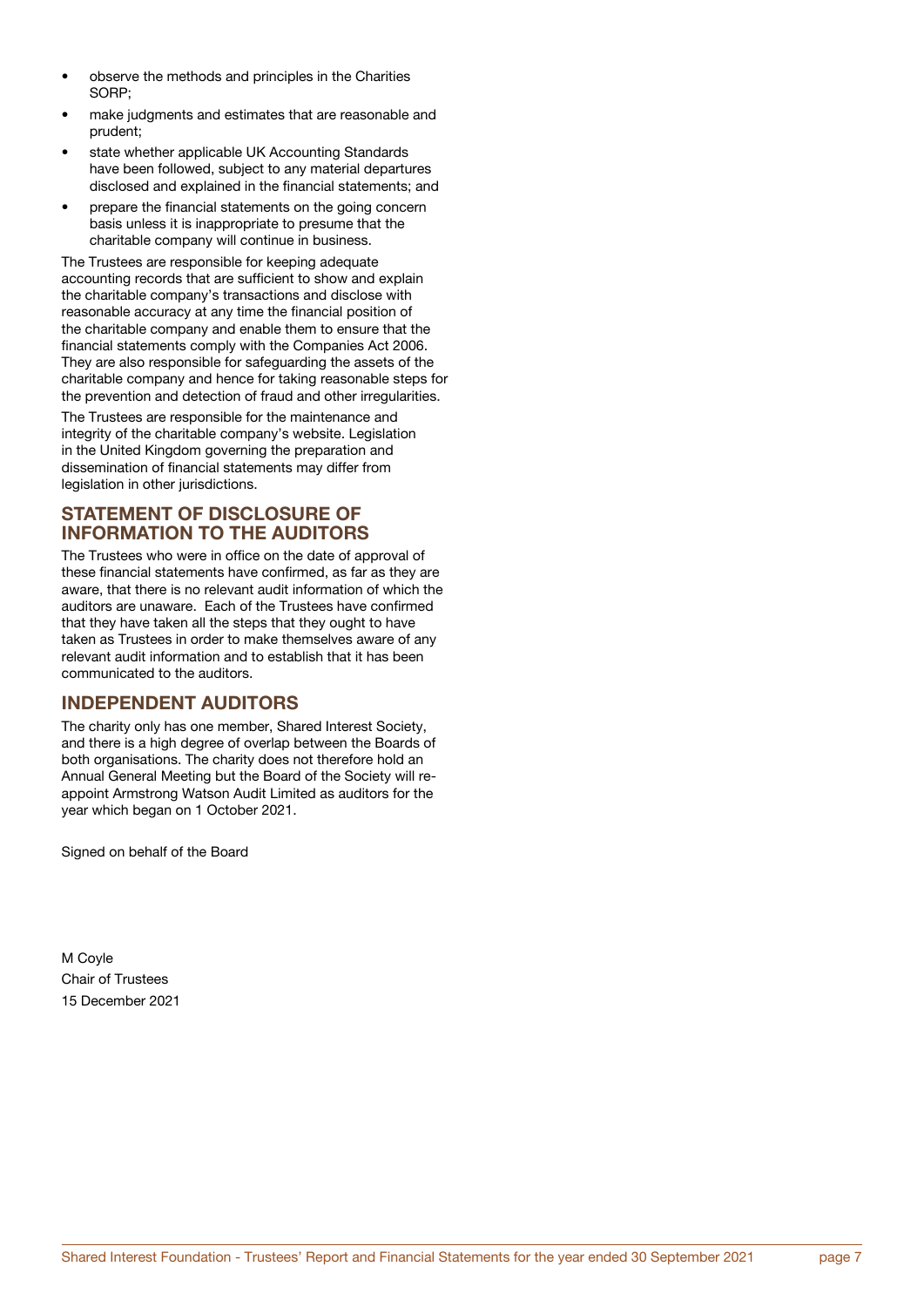- observe the methods and principles in the Charities SORP;
- make judgments and estimates that are reasonable and prudent;
- state whether applicable UK Accounting Standards have been followed, subject to any material departures disclosed and explained in the financial statements; and
- prepare the financial statements on the going concern basis unless it is inappropriate to presume that the charitable company will continue in business.

The Trustees are responsible for keeping adequate accounting records that are sufficient to show and explain the charitable company's transactions and disclose with reasonable accuracy at any time the financial position of the charitable company and enable them to ensure that the financial statements comply with the Companies Act 2006. They are also responsible for safeguarding the assets of the charitable company and hence for taking reasonable steps for the prevention and detection of fraud and other irregularities.

The Trustees are responsible for the maintenance and integrity of the charitable company's website. Legislation in the United Kingdom governing the preparation and dissemination of financial statements may differ from legislation in other jurisdictions.

## STATEMENT OF DISCLOSURE OF INFORMATION TO THE AUDITORS

The Trustees who were in office on the date of approval of these financial statements have confirmed, as far as they are aware, that there is no relevant audit information of which the auditors are unaware. Each of the Trustees have confirmed that they have taken all the steps that they ought to have taken as Trustees in order to make themselves aware of any relevant audit information and to establish that it has been communicated to the auditors.

## INDEPENDENT AUDITORS

The charity only has one member, Shared Interest Society, and there is a high degree of overlap between the Boards of both organisations. The charity does not therefore hold an Annual General Meeting but the Board of the Society will re-appoint Armstrong Watson Audit Limited as auditors for the year which began on 1 October 2021.

Signed on behalf of the Board

M Coyle
Chair of Trustees
15 December 2021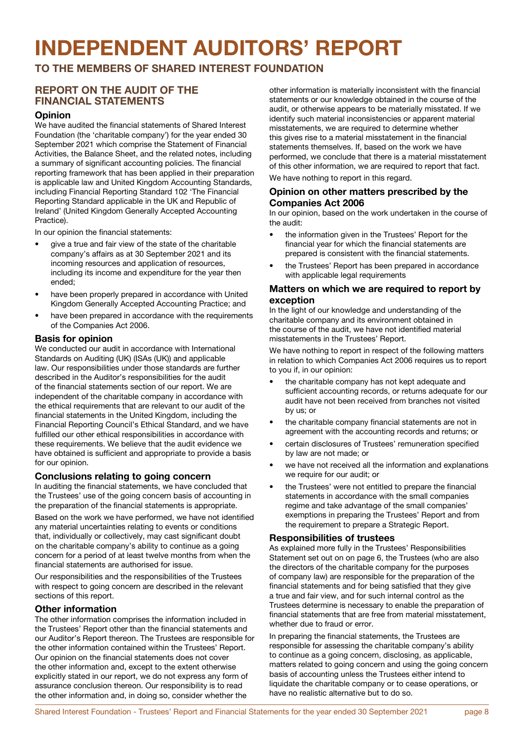# INDEPENDENT AUDITORS' REPORT

## TO THE MEMBERS OF SHARED INTEREST FOUNDATION

## REPORT ON THE AUDIT OF THE FINANCIAL STATEMENTS

### Opinion

We have audited the financial statements of Shared Interest Foundation (the 'charitable company') for the year ended 30 September 2021 which comprise the Statement of Financial Activities, the Balance Sheet, and the related notes, including a summary of significant accounting policies. The financial reporting framework that has been applied in their preparation is applicable law and United Kingdom Accounting Standards, including Financial Reporting Standard 102 'The Financial Reporting Standard applicable in the UK and Republic of Ireland' (United Kingdom Generally Accepted Accounting Practice).

In our opinion the financial statements:

- give a true and fair view of the state of the charitable company's affairs as at 30 September 2021 and its incoming resources and application of resources, including its income and expenditure for the year then ended;
- have been properly prepared in accordance with United Kingdom Generally Accepted Accounting Practice; and
- have been prepared in accordance with the requirements of the Companies Act 2006.

### Basis for opinion

We conducted our audit in accordance with International Standards on Auditing (UK) (ISAs (UK)) and applicable law. Our responsibilities under those standards are further described in the Auditor's responsibilities for the audit of the financial statements section of our report. We are independent of the charitable company in accordance with the ethical requirements that are relevant to our audit of the financial statements in the United Kingdom, including the Financial Reporting Council's Ethical Standard, and we have fulfilled our other ethical responsibilities in accordance with these requirements. We believe that the audit evidence we have obtained is sufficient and appropriate to provide a basis for our opinion.

### Conclusions relating to going concern

In auditing the financial statements, we have concluded that the Trustees' use of the going concern basis of accounting in the preparation of the financial statements is appropriate.

Based on the work we have performed, we have not identified any material uncertainties relating to events or conditions that, individually or collectively, may cast significant doubt on the charitable company's ability to continue as a going concern for a period of at least twelve months from when the financial statements are authorised for issue.

Our responsibilities and the responsibilities of the Trustees with respect to going concern are described in the relevant sections of this report.

### Other information

The other information comprises the information included in the Trustees' Report other than the financial statements and our Auditor's Report thereon. The Trustees are responsible for the other information contained within the Trustees' Report. Our opinion on the financial statements does not cover the other information and, except to the extent otherwise explicitly stated in our report, we do not express any form of assurance conclusion thereon. Our responsibility is to read the other information and, in doing so, consider whether the other information is materially inconsistent with the financial statements or our knowledge obtained in the course of the audit, or otherwise appears to be materially misstated. If we identify such material inconsistencies or apparent material misstatements, we are required to determine whether this gives rise to a material misstatement in the financial statements themselves. If, based on the work we have performed, we conclude that there is a material misstatement of this other information, we are required to report that fact.

We have nothing to report in this regard.

### Opinion on other matters prescribed by the Companies Act 2006

In our opinion, based on the work undertaken in the course of the audit:

- the information given in the Trustees' Report for the financial year for which the financial statements are prepared is consistent with the financial statements.
- the Trustees' Report has been prepared in accordance with applicable legal requirements

### Matters on which we are required to report by exception

In the light of our knowledge and understanding of the charitable company and its environment obtained in the course of the audit, we have not identified material misstatements in the Trustees' Report.

We have nothing to report in respect of the following matters in relation to which Companies Act 2006 requires us to report to you if, in our opinion:

- the charitable company has not kept adequate and sufficient accounting records, or returns adequate for our audit have not been received from branches not visited by us; or
- the charitable company financial statements are not in agreement with the accounting records and returns; or
- certain disclosures of Trustees' remuneration specified by law are not made; or
- we have not received all the information and explanations we require for our audit; or
- the Trustees' were not entitled to prepare the financial statements in accordance with the small companies regime and take advantage of the small companies' exemptions in preparing the Trustees' Report and from the requirement to prepare a Strategic Report.

### Responsibilities of trustees

As explained more fully in the Trustees' Responsibilities Statement set out on on page 6, the Trustees (who are also the directors of the charitable company for the purposes of company law) are responsible for the preparation of the financial statements and for being satisfied that they give a true and fair view, and for such internal control as the Trustees determine is necessary to enable the preparation of financial statements that are free from material misstatement, whether due to fraud or error.

In preparing the financial statements, the Trustees are responsible for assessing the charitable company's ability to continue as a going concern, disclosing, as applicable, matters related to going concern and using the going concern basis of accounting unless the Trustees either intend to liquidate the charitable company or to cease operations, or have no realistic alternative but to do so.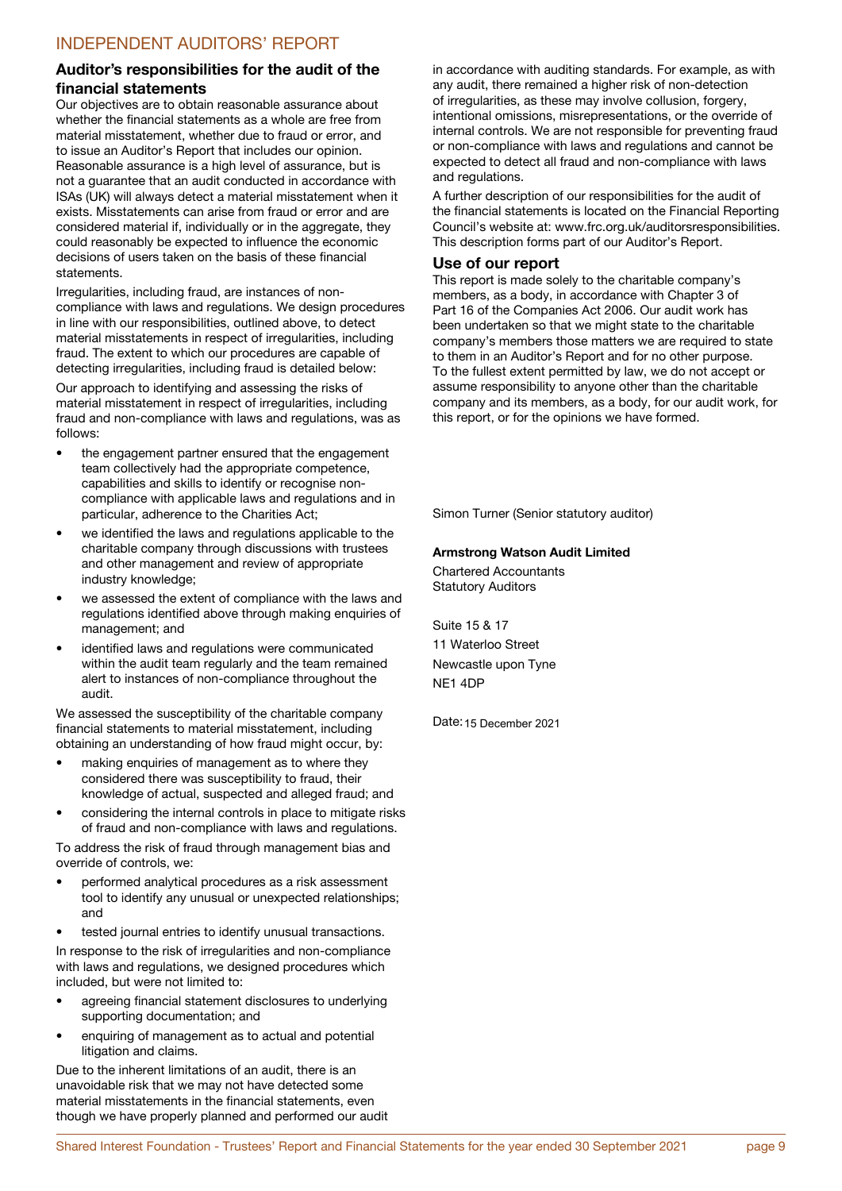## INDEPENDENT AUDITORS' REPORT

### Auditor's responsibilities for the audit of the financial statements

Our objectives are to obtain reasonable assurance about whether the financial statements as a whole are free from material misstatement, whether due to fraud or error, and to issue an Auditor's Report that includes our opinion. Reasonable assurance is a high level of assurance, but is not a guarantee that an audit conducted in accordance with ISAs (UK) will always detect a material misstatement when it exists. Misstatements can arise from fraud or error and are considered material if, individually or in the aggregate, they could reasonably be expected to influence the economic decisions of users taken on the basis of these financial statements.

Irregularities, including fraud, are instances of non-compliance with laws and regulations. We design procedures in line with our responsibilities, outlined above, to detect material misstatements in respect of irregularities, including fraud. The extent to which our procedures are capable of detecting irregularities, including fraud is detailed below:

Our approach to identifying and assessing the risks of material misstatement in respect of irregularities, including fraud and non-compliance with laws and regulations, was as follows:

- the engagement partner ensured that the engagement team collectively had the appropriate competence, capabilities and skills to identify or recognise non-compliance with applicable laws and regulations and in particular, adherence to the Charities Act;
- we identified the laws and regulations applicable to the charitable company through discussions with trustees and other management and review of appropriate industry knowledge;
- we assessed the extent of compliance with the laws and regulations identified above through making enquiries of management; and
- identified laws and regulations were communicated within the audit team regularly and the team remained alert to instances of non-compliance throughout the audit.

We assessed the susceptibility of the charitable company financial statements to material misstatement, including obtaining an understanding of how fraud might occur, by:

- making enquiries of management as to where they considered there was susceptibility to fraud, their knowledge of actual, suspected and alleged fraud; and
- considering the internal controls in place to mitigate risks of fraud and non-compliance with laws and regulations.

To address the risk of fraud through management bias and override of controls, we:

- performed analytical procedures as a risk assessment tool to identify any unusual or unexpected relationships; and
- tested journal entries to identify unusual transactions.

In response to the risk of irregularities and non-compliance with laws and regulations, we designed procedures which included, but were not limited to:

- agreeing financial statement disclosures to underlying supporting documentation; and
- enquiring of management as to actual and potential litigation and claims.

Due to the inherent limitations of an audit, there is an unavoidable risk that we may not have detected some material misstatements in the financial statements, even though we have properly planned and performed our audit in accordance with auditing standards. For example, as with any audit, there remained a higher risk of non-detection of irregularities, as these may involve collusion, forgery, intentional omissions, misrepresentations, or the override of internal controls. We are not responsible for preventing fraud or non-compliance with laws and regulations and cannot be expected to detect all fraud and non-compliance with laws and regulations.

A further description of our responsibilities for the audit of the financial statements is located on the Financial Reporting Council's website at: www.frc.org.uk/auditorsresponsibilities. This description forms part of our Auditor's Report.

### Use of our report

This report is made solely to the charitable company's members, as a body, in accordance with Chapter 3 of Part 16 of the Companies Act 2006. Our audit work has been undertaken so that we might state to the charitable company's members those matters we are required to state to them in an Auditor's Report and for no other purpose. To the fullest extent permitted by law, we do not accept or assume responsibility to anyone other than the charitable company and its members, as a body, for our audit work, for this report, or for the opinions we have formed.

Simon Turner (Senior statutory auditor)

**Armstrong Watson Audit Limited**

Chartered Accountants
Statutory Auditors

Suite 15 & 17
11 Waterloo Street
Newcastle upon Tyne
NE1 4DP

Date: 15 December 2021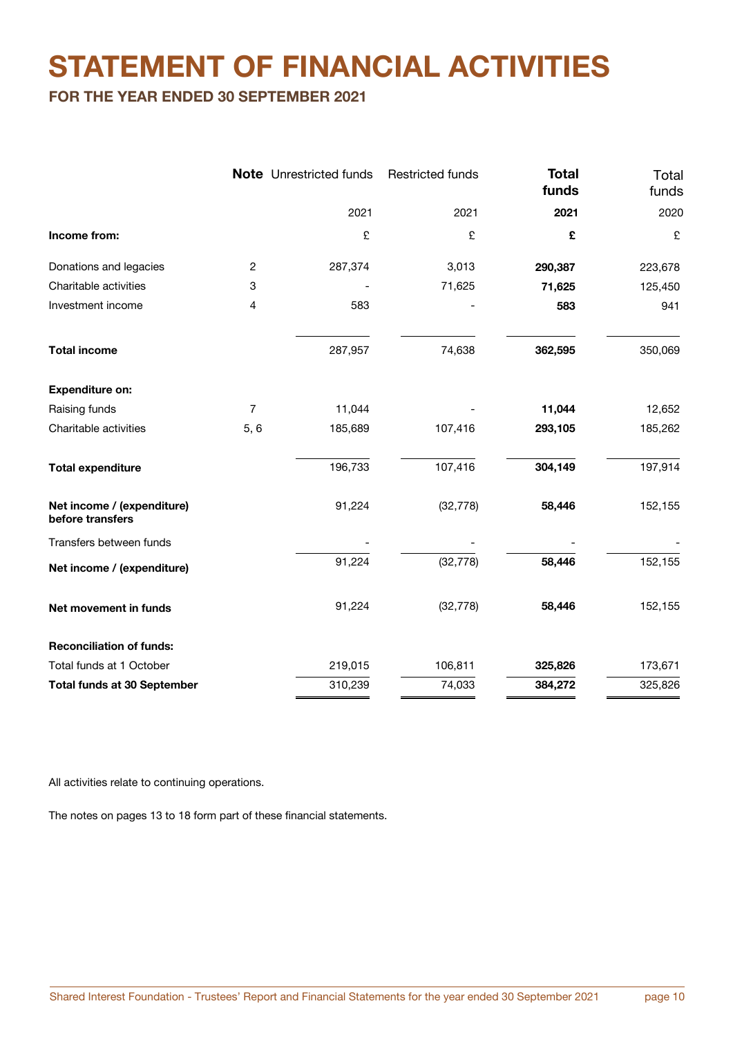# STATEMENT OF FINANCIAL ACTIVITIES

## FOR THE YEAR ENDED 30 SEPTEMBER 2021

| | **Note** | Unrestricted funds | Restricted funds | **Total funds** | Total funds |
|---|---|---|---|---|---|
| | | 2021 | 2021 | **2021** | 2020 |
| **Income from:** | | £ | £ | **£** | £ |
| Donations and legacies | 2 | 287,374 | 3,013 | **290,387** | 223,678 |
| Charitable activities | 3 | - | 71,625 | **71,625** | 125,450 |
| Investment income | 4 | 583 | - | **583** | 941 |
| **Total income** | | 287,957 | 74,638 | **362,595** | 350,069 |
| **Expenditure on:** | | | | | |
| Raising funds | 7 | 11,044 | - | **11,044** | 12,652 |
| Charitable activities | 5, 6 | 185,689 | 107,416 | **293,105** | 185,262 |
| **Total expenditure** | | 196,733 | 107,416 | **304,149** | 197,914 |
| **Net income / (expenditure) before transfers** | | 91,224 | (32,778) | **58,446** | 152,155 |
| Transfers between funds | | - | - | - | - |
| **Net income / (expenditure)** | | 91,224 | (32,778) | **58,446** | 152,155 |
| **Net movement in funds** | | 91,224 | (32,778) | **58,446** | 152,155 |
| **Reconciliation of funds:** | | | | | |
| Total funds at 1 October | | 219,015 | 106,811 | **325,826** | 173,671 |
| **Total funds at 30 September** | | 310,239 | 74,033 | **384,272** | 325,826 |

All activities relate to continuing operations.

The notes on pages 13 to 18 form part of these financial statements.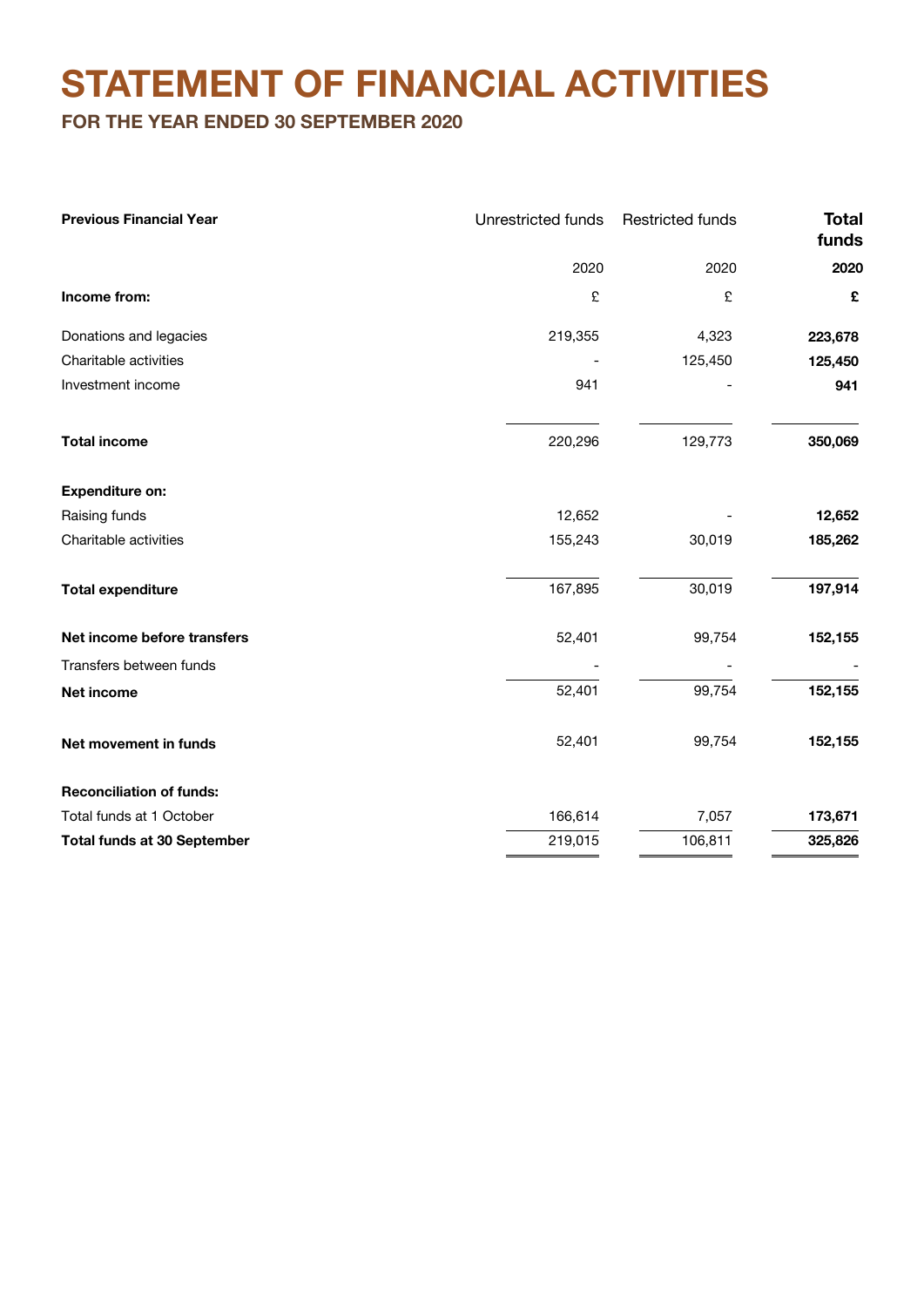# STATEMENT OF FINANCIAL ACTIVITIES

## FOR THE YEAR ENDED 30 SEPTEMBER 2020

| Previous Financial Year | Unrestricted funds | Restricted funds | Total funds |
|---|---|---|---|
| | 2020 | 2020 | **2020** |
| **Income from:** | £ | £ | **£** |
| Donations and legacies | 219,355 | 4,323 | **223,678** |
| Charitable activities | - | 125,450 | **125,450** |
| Investment income | 941 | - | **941** |
| **Total income** | 220,296 | 129,773 | **350,069** |
| **Expenditure on:** | | | |
| Raising funds | 12,652 | - | **12,652** |
| Charitable activities | 155,243 | 30,019 | **185,262** |
| **Total expenditure** | 167,895 | 30,019 | **197,914** |
| **Net income before transfers** | 52,401 | 99,754 | **152,155** |
| Transfers between funds | - | - | - |
| **Net income** | 52,401 | 99,754 | **152,155** |
| **Net movement in funds** | 52,401 | 99,754 | **152,155** |
| **Reconciliation of funds:** | | | |
| Total funds at 1 October | 166,614 | 7,057 | **173,671** |
| **Total funds at 30 September** | 219,015 | 106,811 | **325,826** |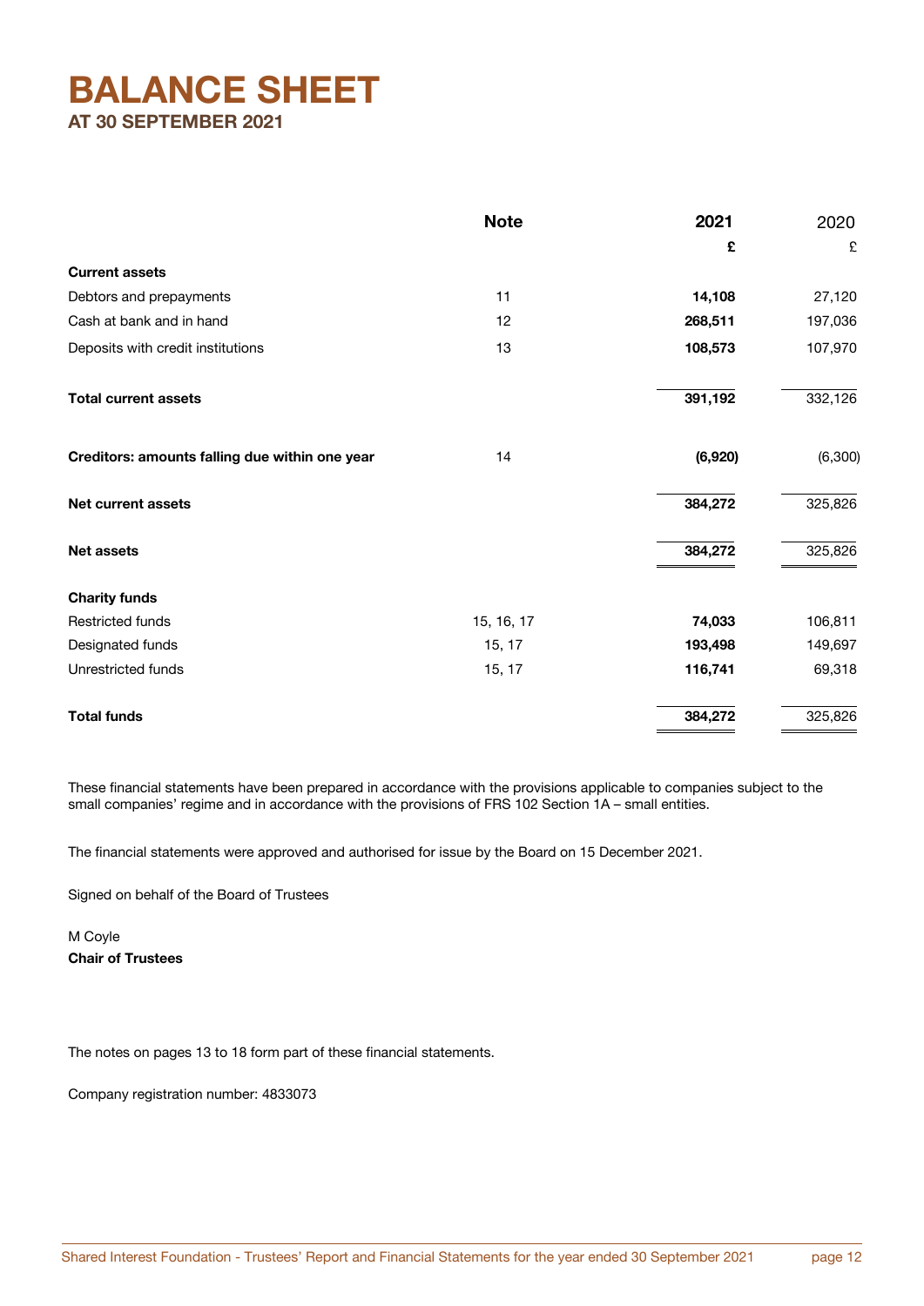# BALANCE SHEET

## AT 30 SEPTEMBER 2021

| | Note | 2021 | 2020 |
|---|---|---|---|
| | | £ | £ |
| **Current assets** | | | |
| Debtors and prepayments | 11 | **14,108** | 27,120 |
| Cash at bank and in hand | 12 | **268,511** | 197,036 |
| Deposits with credit institutions | 13 | **108,573** | 107,970 |
| **Total current assets** | | **391,192** | 332,126 |
| **Creditors: amounts falling due within one year** | 14 | **(6,920)** | (6,300) |
| **Net current assets** | | **384,272** | 325,826 |
| **Net assets** | | **384,272** | 325,826 |
| **Charity funds** | | | |
| Restricted funds | 15, 16, 17 | **74,033** | 106,811 |
| Designated funds | 15, 17 | **193,498** | 149,697 |
| Unrestricted funds | 15, 17 | **116,741** | 69,318 |
| **Total funds** | | **384,272** | 325,826 |

These financial statements have been prepared in accordance with the provisions applicable to companies subject to the small companies' regime and in accordance with the provisions of FRS 102 Section 1A – small entities.

The financial statements were approved and authorised for issue by the Board on 15 December 2021.

Signed on behalf of the Board of Trustees

M Coyle
**Chair of Trustees**

The notes on pages 13 to 18 form part of these financial statements.

Company registration number: 4833073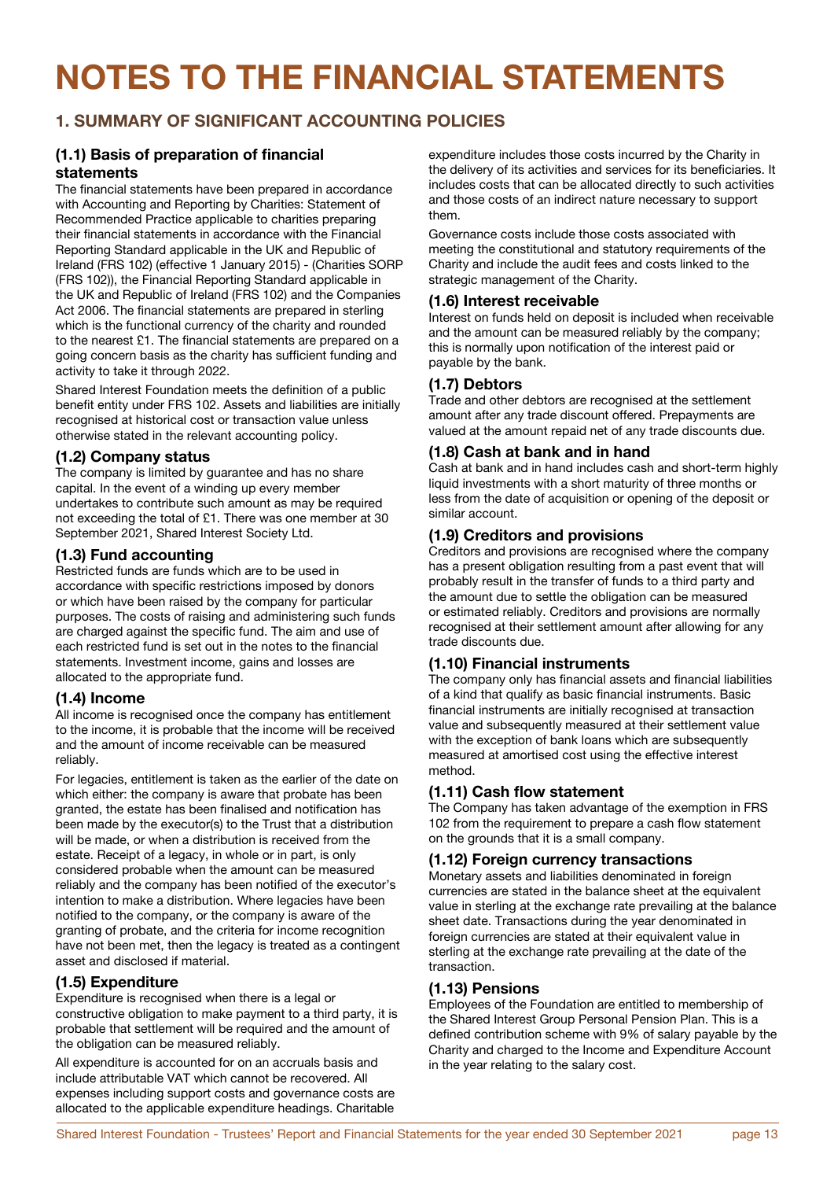# NOTES TO THE FINANCIAL STATEMENTS

## 1. SUMMARY OF SIGNIFICANT ACCOUNTING POLICIES

### (1.1) Basis of preparation of financial statements

The financial statements have been prepared in accordance with Accounting and Reporting by Charities: Statement of Recommended Practice applicable to charities preparing their financial statements in accordance with the Financial Reporting Standard applicable in the UK and Republic of Ireland (FRS 102) (effective 1 January 2015) - (Charities SORP (FRS 102)), the Financial Reporting Standard applicable in the UK and Republic of Ireland (FRS 102) and the Companies Act 2006. The financial statements are prepared in sterling which is the functional currency of the charity and rounded to the nearest £1. The financial statements are prepared on a going concern basis as the charity has sufficient funding and activity to take it through 2022.

Shared Interest Foundation meets the definition of a public benefit entity under FRS 102. Assets and liabilities are initially recognised at historical cost or transaction value unless otherwise stated in the relevant accounting policy.

### (1.2) Company status

The company is limited by guarantee and has no share capital. In the event of a winding up every member undertakes to contribute such amount as may be required not exceeding the total of £1. There was one member at 30 September 2021, Shared Interest Society Ltd.

### (1.3) Fund accounting

Restricted funds are funds which are to be used in accordance with specific restrictions imposed by donors or which have been raised by the company for particular purposes. The costs of raising and administering such funds are charged against the specific fund. The aim and use of each restricted fund is set out in the notes to the financial statements. Investment income, gains and losses are allocated to the appropriate fund.

### (1.4) Income

All income is recognised once the company has entitlement to the income, it is probable that the income will be received and the amount of income receivable can be measured reliably.

For legacies, entitlement is taken as the earlier of the date on which either: the company is aware that probate has been granted, the estate has been finalised and notification has been made by the executor(s) to the Trust that a distribution will be made, or when a distribution is received from the estate. Receipt of a legacy, in whole or in part, is only considered probable when the amount can be measured reliably and the company has been notified of the executor's intention to make a distribution. Where legacies have been notified to the company, or the company is aware of the granting of probate, and the criteria for income recognition have not been met, then the legacy is treated as a contingent asset and disclosed if material.

### (1.5) Expenditure

Expenditure is recognised when there is a legal or constructive obligation to make payment to a third party, it is probable that settlement will be required and the amount of the obligation can be measured reliably.

All expenditure is accounted for on an accruals basis and include attributable VAT which cannot be recovered. All expenses including support costs and governance costs are allocated to the applicable expenditure headings. Charitable expenditure includes those costs incurred by the Charity in the delivery of its activities and services for its beneficiaries. It includes costs that can be allocated directly to such activities and those costs of an indirect nature necessary to support them.

Governance costs include those costs associated with meeting the constitutional and statutory requirements of the Charity and include the audit fees and costs linked to the strategic management of the Charity.

### (1.6) Interest receivable

Interest on funds held on deposit is included when receivable and the amount can be measured reliably by the company; this is normally upon notification of the interest paid or payable by the bank.

### (1.7) Debtors

Trade and other debtors are recognised at the settlement amount after any trade discount offered. Prepayments are valued at the amount repaid net of any trade discounts due.

### (1.8) Cash at bank and in hand

Cash at bank and in hand includes cash and short-term highly liquid investments with a short maturity of three months or less from the date of acquisition or opening of the deposit or similar account.

### (1.9) Creditors and provisions

Creditors and provisions are recognised where the company has a present obligation resulting from a past event that will probably result in the transfer of funds to a third party and the amount due to settle the obligation can be measured or estimated reliably. Creditors and provisions are normally recognised at their settlement amount after allowing for any trade discounts due.

### (1.10) Financial instruments

The company only has financial assets and financial liabilities of a kind that qualify as basic financial instruments. Basic financial instruments are initially recognised at transaction value and subsequently measured at their settlement value with the exception of bank loans which are subsequently measured at amortised cost using the effective interest method.

### (1.11) Cash flow statement

The Company has taken advantage of the exemption in FRS 102 from the requirement to prepare a cash flow statement on the grounds that it is a small company.

### (1.12) Foreign currency transactions

Monetary assets and liabilities denominated in foreign currencies are stated in the balance sheet at the equivalent value in sterling at the exchange rate prevailing at the balance sheet date. Transactions during the year denominated in foreign currencies are stated at their equivalent value in sterling at the exchange rate prevailing at the date of the transaction.

### (1.13) Pensions

Employees of the Foundation are entitled to membership of the Shared Interest Group Personal Pension Plan. This is a defined contribution scheme with 9% of salary payable by the Charity and charged to the Income and Expenditure Account in the year relating to the salary cost.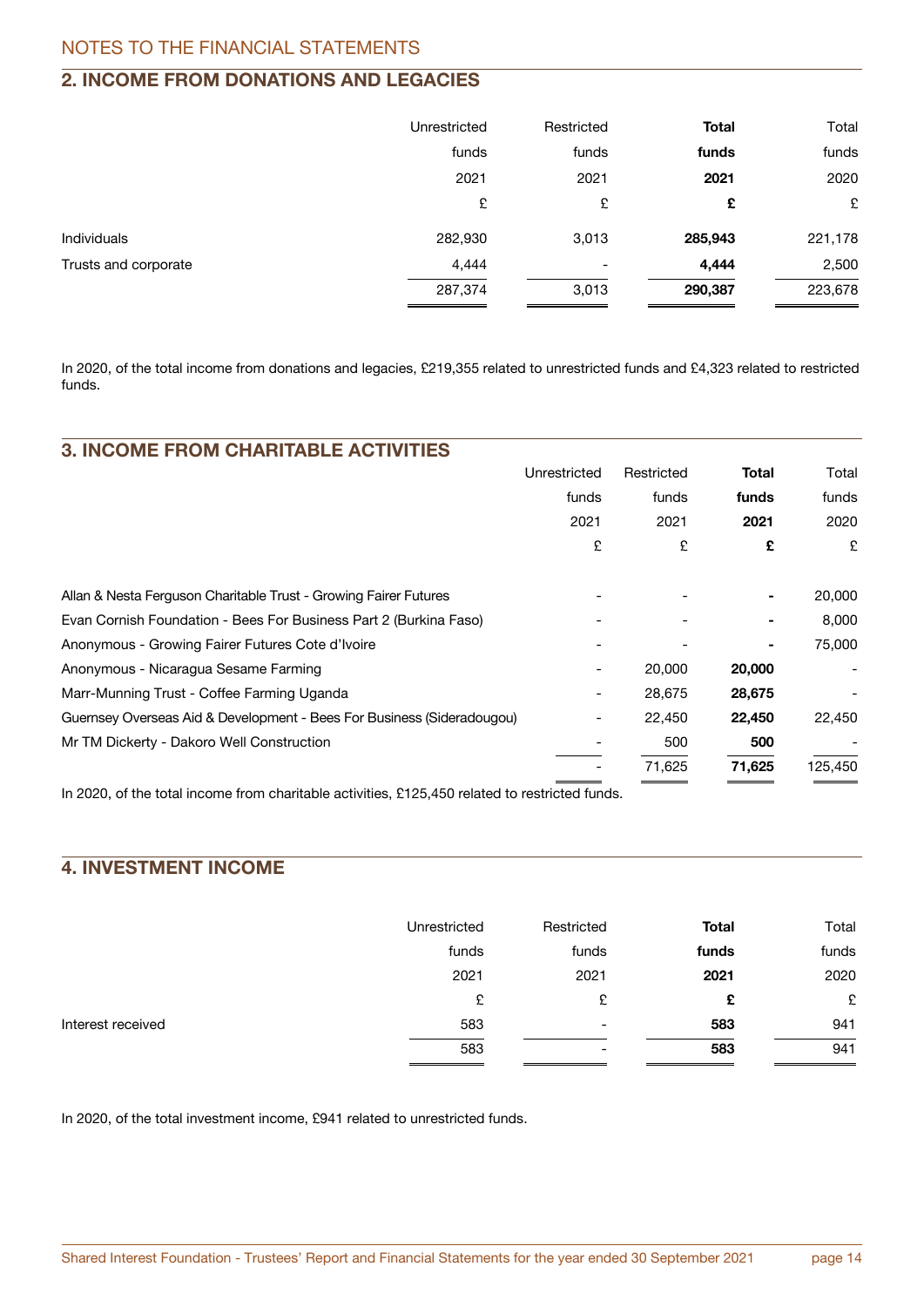## NOTES TO THE FINANCIAL STATEMENTS

### 2. INCOME FROM DONATIONS AND LEGACIES

| | Unrestricted funds 2021 £ | Restricted funds 2021 £ | **Total funds 2021 £** | Total funds 2020 £ |
|---|---|---|---|---|
| Individuals | 282,930 | 3,013 | **285,943** | 221,178 |
| Trusts and corporate | 4,444 | - | **4,444** | 2,500 |
| | 287,374 | 3,013 | **290,387** | 223,678 |

In 2020, of the total income from donations and legacies, £219,355 related to unrestricted funds and £4,323 related to restricted funds.

### 3. INCOME FROM CHARITABLE ACTIVITIES

| | Unrestricted funds 2021 £ | Restricted funds 2021 £ | **Total funds 2021 £** | Total funds 2020 £ |
|---|---|---|---|---|
| Allan & Nesta Ferguson Charitable Trust - Growing Fairer Futures | - | - | **-** | 20,000 |
| Evan Cornish Foundation - Bees For Business Part 2 (Burkina Faso) | - | - | **-** | 8,000 |
| Anonymous - Growing Fairer Futures Cote d'Ivoire | - | - | **-** | 75,000 |
| Anonymous - Nicaragua Sesame Farming | - | 20,000 | **20,000** | - |
| Marr-Munning Trust - Coffee Farming Uganda | - | 28,675 | **28,675** | - |
| Guernsey Overseas Aid & Development - Bees For Business (Sideradougou) | - | 22,450 | **22,450** | 22,450 |
| Mr TM Dickerty - Dakoro Well Construction | - | 500 | **500** | - |
| | - | 71,625 | **71,625** | 125,450 |

In 2020, of the total income from charitable activities, £125,450 related to restricted funds.

### 4. INVESTMENT INCOME

| | Unrestricted funds 2021 £ | Restricted funds 2021 £ | **Total funds 2021 £** | Total funds 2020 £ |
|---|---|---|---|---|
| Interest received | 583 | - | **583** | 941 |
| | 583 | - | **583** | 941 |

In 2020, of the total investment income, £941 related to unrestricted funds.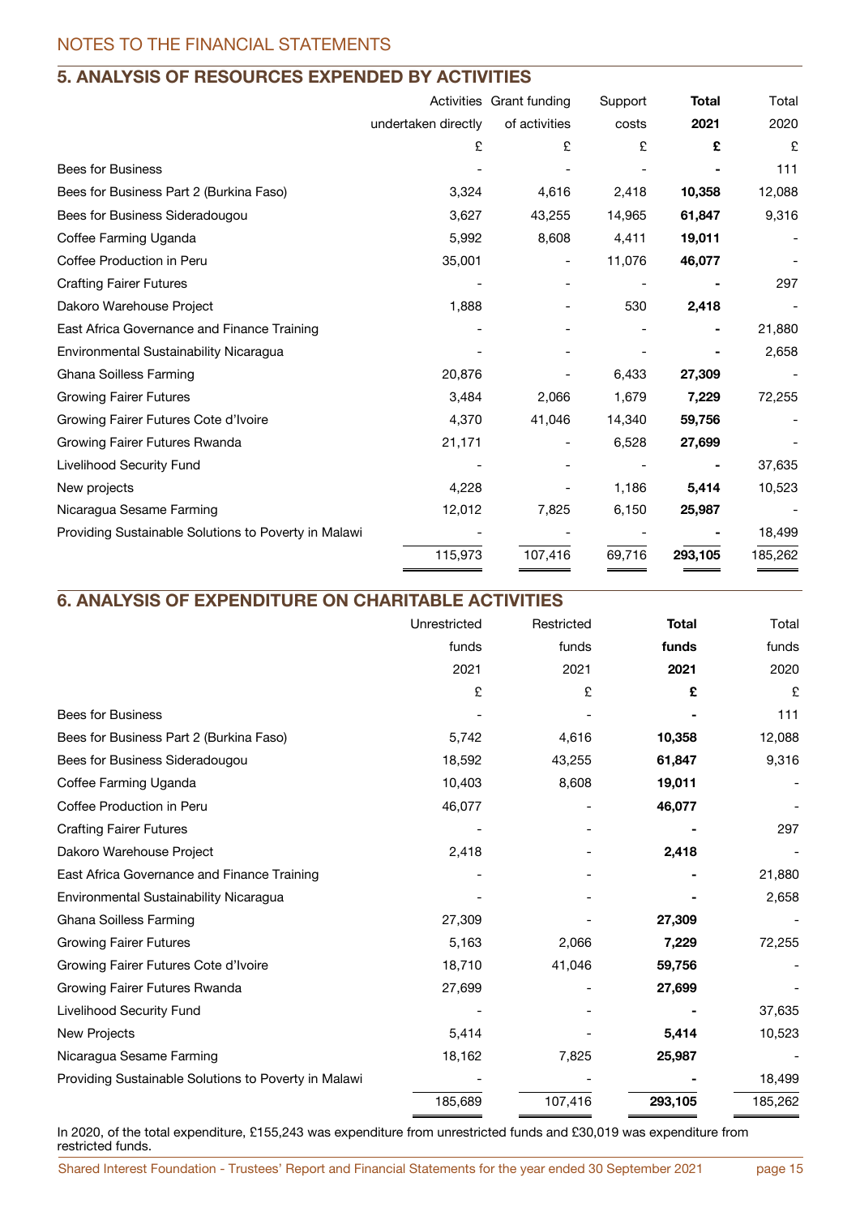NOTES TO THE FINANCIAL STATEMENTS

## 5. ANALYSIS OF RESOURCES EXPENDED BY ACTIVITIES

| | Activities undertaken directly | Grant funding of activities | Support costs | **Total 2021** | Total 2020 |
|---|---|---|---|---|---|
| | £ | £ | £ | **£** | £ |
| Bees for Business | - | - | - | **-** | 111 |
| Bees for Business Part 2 (Burkina Faso) | 3,324 | 4,616 | 2,418 | **10,358** | 12,088 |
| Bees for Business Sideradougou | 3,627 | 43,255 | 14,965 | **61,847** | 9,316 |
| Coffee Farming Uganda | 5,992 | 8,608 | 4,411 | **19,011** | - |
| Coffee Production in Peru | 35,001 | - | 11,076 | **46,077** | - |
| Crafting Fairer Futures | - | - | - | **-** | 297 |
| Dakoro Warehouse Project | 1,888 | - | 530 | **2,418** | - |
| East Africa Governance and Finance Training | - | - | - | **-** | 21,880 |
| Environmental Sustainability Nicaragua | - | - | - | **-** | 2,658 |
| Ghana Soilless Farming | 20,876 | - | 6,433 | **27,309** | - |
| Growing Fairer Futures | 3,484 | 2,066 | 1,679 | **7,229** | 72,255 |
| Growing Fairer Futures Cote d'Ivoire | 4,370 | 41,046 | 14,340 | **59,756** | - |
| Growing Fairer Futures Rwanda | 21,171 | - | 6,528 | **27,699** | - |
| Livelihood Security Fund | - | - | - | **-** | 37,635 |
| New projects | 4,228 | - | 1,186 | **5,414** | 10,523 |
| Nicaragua Sesame Farming | 12,012 | 7,825 | 6,150 | **25,987** | - |
| Providing Sustainable Solutions to Poverty in Malawi | - | - | - | **-** | 18,499 |
| | 115,973 | 107,416 | 69,716 | **293,105** | 185,262 |

## 6. ANALYSIS OF EXPENDITURE ON CHARITABLE ACTIVITIES

| | Unrestricted funds 2021 | Restricted funds 2021 | **Total funds 2021** | Total funds 2020 |
|---|---|---|---|---|
| | £ | £ | **£** | £ |
| Bees for Business | - | - | **-** | 111 |
| Bees for Business Part 2 (Burkina Faso) | 5,742 | 4,616 | **10,358** | 12,088 |
| Bees for Business Sideradougou | 18,592 | 43,255 | **61,847** | 9,316 |
| Coffee Farming Uganda | 10,403 | 8,608 | **19,011** | - |
| Coffee Production in Peru | 46,077 | - | **46,077** | - |
| Crafting Fairer Futures | - | - | **-** | 297 |
| Dakoro Warehouse Project | 2,418 | - | **2,418** | - |
| East Africa Governance and Finance Training | - | - | **-** | 21,880 |
| Environmental Sustainability Nicaragua | - | - | **-** | 2,658 |
| Ghana Soilless Farming | 27,309 | - | **27,309** | - |
| Growing Fairer Futures | 5,163 | 2,066 | **7,229** | 72,255 |
| Growing Fairer Futures Cote d'Ivoire | 18,710 | 41,046 | **59,756** | - |
| Growing Fairer Futures Rwanda | 27,699 | - | **27,699** | - |
| Livelihood Security Fund | - | - | **-** | 37,635 |
| New Projects | 5,414 | - | **5,414** | 10,523 |
| Nicaragua Sesame Farming | 18,162 | 7,825 | **25,987** | - |
| Providing Sustainable Solutions to Poverty in Malawi | - | - | **-** | 18,499 |
| | 185,689 | 107,416 | **293,105** | 185,262 |

In 2020, of the total expenditure, £155,243 was expenditure from unrestricted funds and £30,019 was expenditure from restricted funds.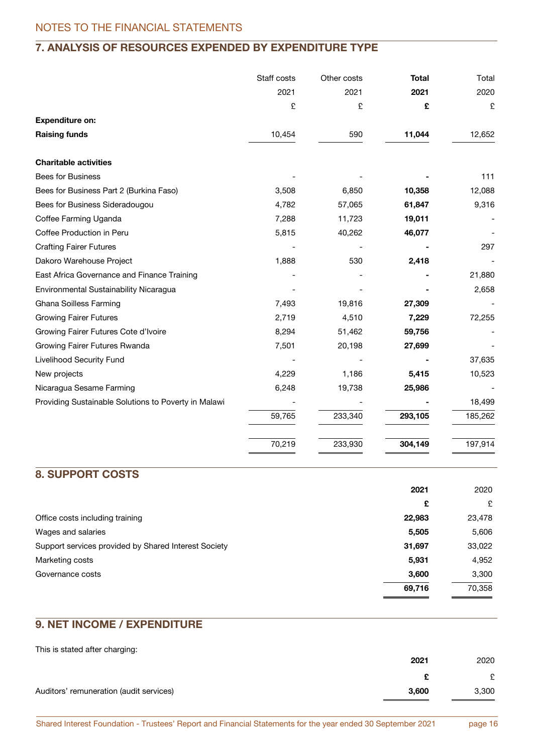NOTES TO THE FINANCIAL STATEMENTS

## 7. ANALYSIS OF RESOURCES EXPENDED BY EXPENDITURE TYPE

| | Staff costs 2021 £ | Other costs 2021 £ | **Total 2021 £** | Total 2020 £ |
|---|---|---|---|---|
| **Expenditure on:** | | | | |
| **Raising funds** | 10,454 | 590 | **11,044** | 12,652 |
| **Charitable activities** | | | | |
| Bees for Business | - | - | **-** | 111 |
| Bees for Business Part 2 (Burkina Faso) | 3,508 | 6,850 | **10,358** | 12,088 |
| Bees for Business Sideradougou | 4,782 | 57,065 | **61,847** | 9,316 |
| Coffee Farming Uganda | 7,288 | 11,723 | **19,011** | - |
| Coffee Production in Peru | 5,815 | 40,262 | **46,077** | - |
| Crafting Fairer Futures | - | - | **-** | 297 |
| Dakoro Warehouse Project | 1,888 | 530 | **2,418** | - |
| East Africa Governance and Finance Training | - | - | **-** | 21,880 |
| Environmental Sustainability Nicaragua | - | - | **-** | 2,658 |
| Ghana Soilless Farming | 7,493 | 19,816 | **27,309** | - |
| Growing Fairer Futures | 2,719 | 4,510 | **7,229** | 72,255 |
| Growing Fairer Futures Cote d'Ivoire | 8,294 | 51,462 | **59,756** | - |
| Growing Fairer Futures Rwanda | 7,501 | 20,198 | **27,699** | - |
| Livelihood Security Fund | - | - | **-** | 37,635 |
| New projects | 4,229 | 1,186 | **5,415** | 10,523 |
| Nicaragua Sesame Farming | 6,248 | 19,738 | **25,986** | - |
| Providing Sustainable Solutions to Poverty in Malawi | - | - | **-** | 18,499 |
| | 59,765 | 233,340 | **293,105** | 185,262 |
| | 70,219 | 233,930 | **304,149** | 197,914 |

## 8. SUPPORT COSTS

| | **2021 £** | 2020 £ |
|---|---|---|
| Office costs including training | **22,983** | 23,478 |
| Wages and salaries | **5,505** | 5,606 |
| Support services provided by Shared Interest Society | **31,697** | 33,022 |
| Marketing costs | **5,931** | 4,952 |
| Governance costs | **3,600** | 3,300 |
| | **69,716** | 70,358 |

## 9. NET INCOME / EXPENDITURE

This is stated after charging:

| | **2021 £** | 2020 £ |
|---|---|---|
| Auditors' remuneration (audit services) | **3,600** | 3,300 |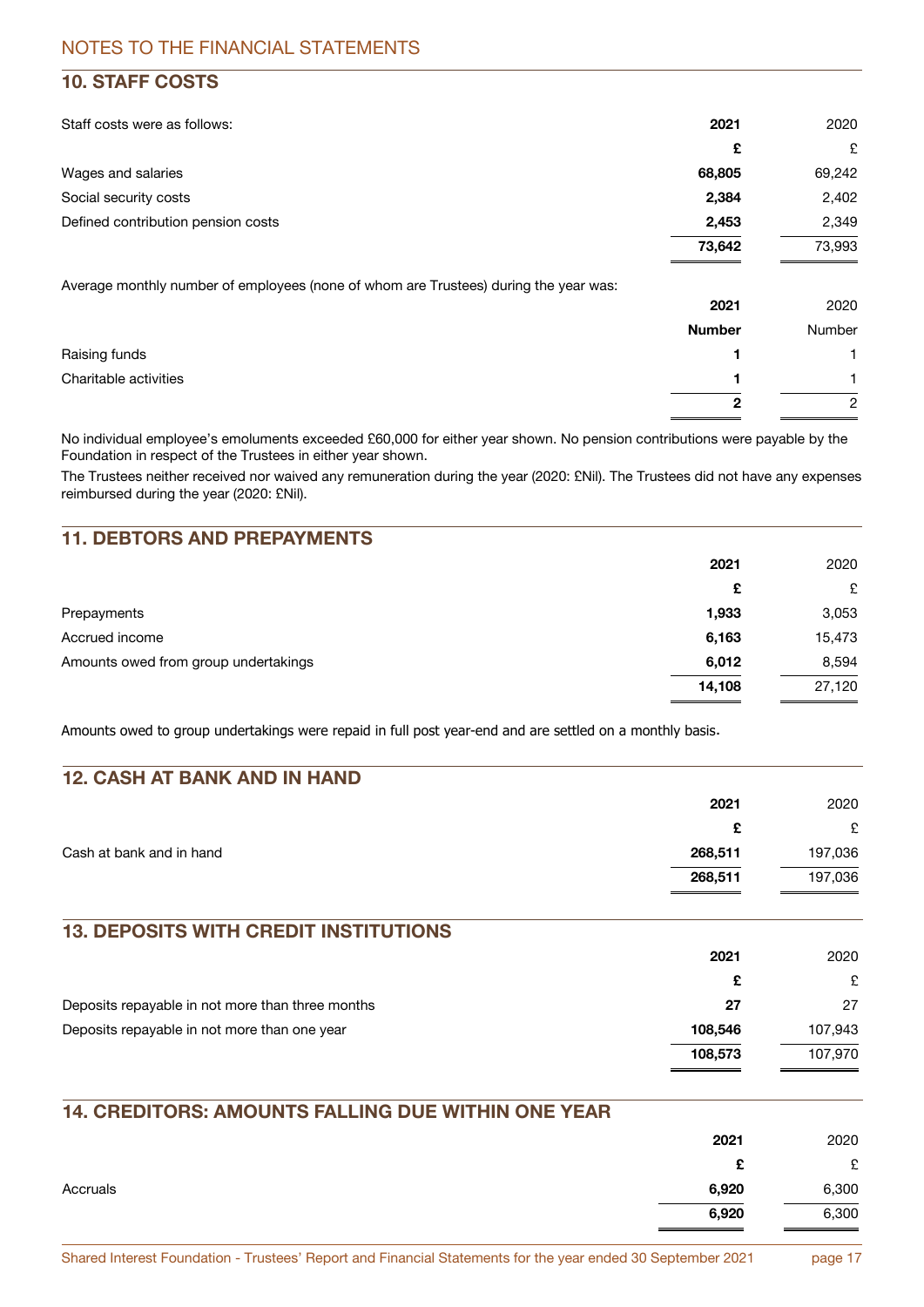# NOTES TO THE FINANCIAL STATEMENTS

## 10. STAFF COSTS

Staff costs were as follows:

| | **2021** | 2020 |
|---|---|---|
| | **£** | £ |
| Wages and salaries | **68,805** | 69,242 |
| Social security costs | **2,384** | 2,402 |
| Defined contribution pension costs | **2,453** | 2,349 |
| | **73,642** | 73,993 |

Average monthly number of employees (none of whom are Trustees) during the year was:

| | **2021** | 2020 |
|---|---|---|
| | **Number** | Number |
| Raising funds | **1** | 1 |
| Charitable activities | **1** | 1 |
| | **2** | 2 |

No individual employee's emoluments exceeded £60,000 for either year shown. No pension contributions were payable by the Foundation in respect of the Trustees in either year shown.

The Trustees neither received nor waived any remuneration during the year (2020: £Nil). The Trustees did not have any expenses reimbursed during the year (2020: £Nil).

## 11. DEBTORS AND PREPAYMENTS

| | **2021** | 2020 |
|---|---|---|
| | **£** | £ |
| Prepayments | **1,933** | 3,053 |
| Accrued income | **6,163** | 15,473 |
| Amounts owed from group undertakings | **6,012** | 8,594 |
| | **14,108** | 27,120 |

Amounts owed to group undertakings were repaid in full post year-end and are settled on a monthly basis.

## 12. CASH AT BANK AND IN HAND

| | **2021** | 2020 |
|---|---|---|
| | **£** | £ |
| Cash at bank and in hand | **268,511** | 197,036 |
| | **268,511** | 197,036 |

## 13. DEPOSITS WITH CREDIT INSTITUTIONS

| | **2021** | 2020 |
|---|---|---|
| | **£** | £ |
| Deposits repayable in not more than three months | **27** | 27 |
| Deposits repayable in not more than one year | **108,546** | 107,943 |
| | **108,573** | 107,970 |

## 14. CREDITORS: AMOUNTS FALLING DUE WITHIN ONE YEAR

| | **2021** | 2020 |
|---|---|---|
| | **£** | £ |
| Accruals | **6,920** | 6,300 |
| | **6,920** | 6,300 |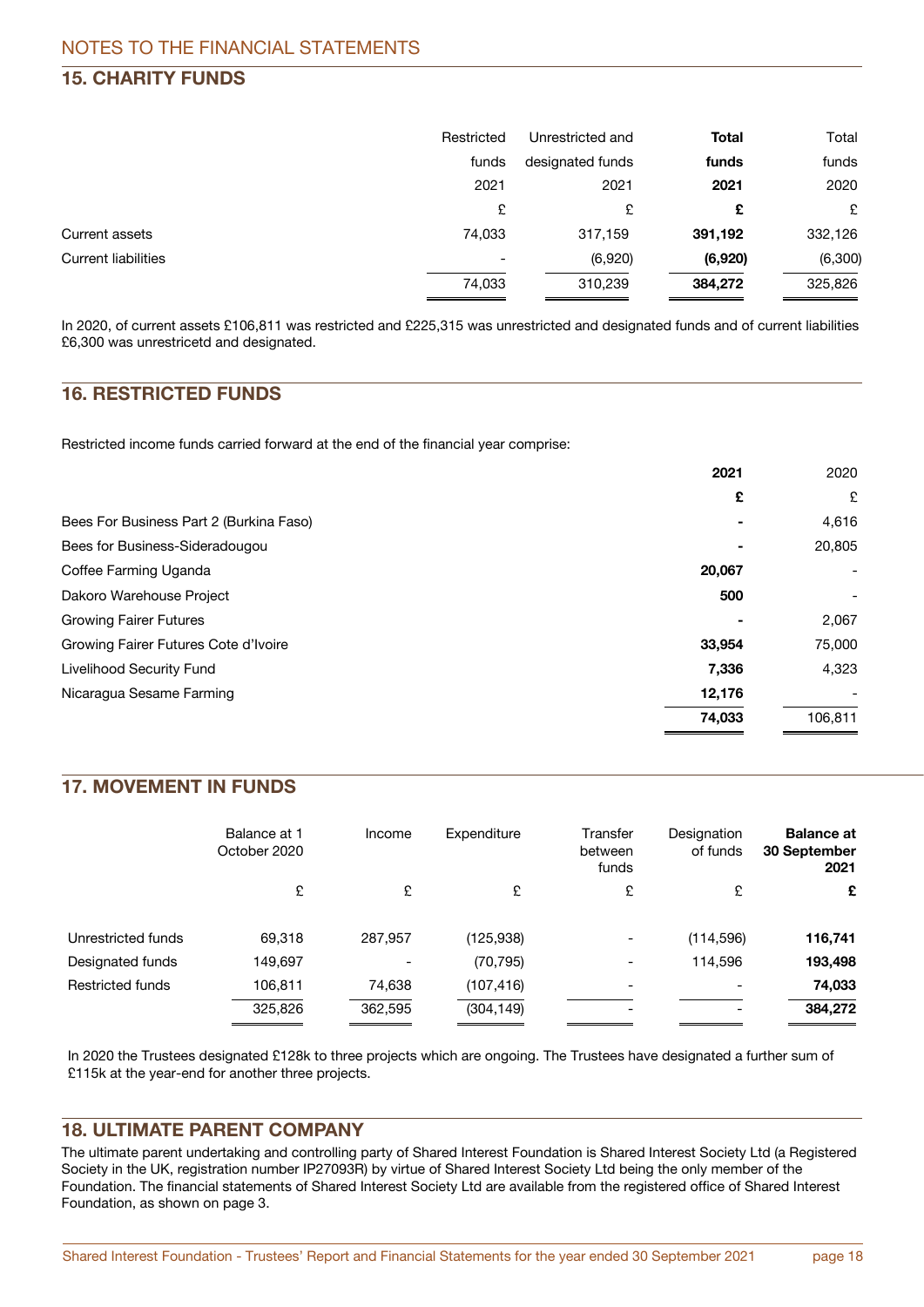NOTES TO THE FINANCIAL STATEMENTS

## 15. CHARITY FUNDS

| | Restricted funds 2021 | Unrestricted and designated funds 2021 | **Total funds 2021** | Total funds 2020 |
|---|---|---|---|---|
| | £ | £ | **£** | £ |
| Current assets | 74,033 | 317,159 | **391,192** | 332,126 |
| Current liabilities | - | (6,920) | **(6,920)** | (6,300) |
| | 74,033 | 310,239 | **384,272** | 325,826 |

In 2020, of current assets £106,811 was restricted and £225,315 was unrestricted and designated funds and of current liabilities £6,300 was unrestricetd and designated.

## 16. RESTRICTED FUNDS

Restricted income funds carried forward at the end of the financial year comprise:

| | **2021** | 2020 |
|---|---|---|
| | **£** | £ |
| Bees For Business Part 2 (Burkina Faso) | **-** | 4,616 |
| Bees for Business-Sideradougou | **-** | 20,805 |
| Coffee Farming Uganda | **20,067** | - |
| Dakoro Warehouse Project | **500** | - |
| Growing Fairer Futures | **-** | 2,067 |
| Growing Fairer Futures Cote d'Ivoire | **33,954** | 75,000 |
| Livelihood Security Fund | **7,336** | 4,323 |
| Nicaragua Sesame Farming | **12,176** | - |
| | **74,033** | 106,811 |

## 17. MOVEMENT IN FUNDS

| | Balance at 1 October 2020 | Income | Expenditure | Transfer between funds | Designation of funds | **Balance at 30 September 2021** |
|---|---|---|---|---|---|---|
| | £ | £ | £ | £ | £ | **£** |
| Unrestricted funds | 69,318 | 287,957 | (125,938) | - | (114,596) | **116,741** |
| Designated funds | 149,697 | - | (70,795) | - | 114,596 | **193,498** |
| Restricted funds | 106,811 | 74,638 | (107,416) | - | - | **74,033** |
| | 325,826 | 362,595 | (304,149) | - | - | **384,272** |

In 2020 the Trustees designated £128k to three projects which are ongoing. The Trustees have designated a further sum of £115k at the year-end for another three projects.

## 18. ULTIMATE PARENT COMPANY

The ultimate parent undertaking and controlling party of Shared Interest Foundation is Shared Interest Society Ltd (a Registered Society in the UK, registration number IP27093R) by virtue of Shared Interest Society Ltd being the only member of the Foundation. The financial statements of Shared Interest Society Ltd are available from the registered office of Shared Interest Foundation, as shown on page 3.